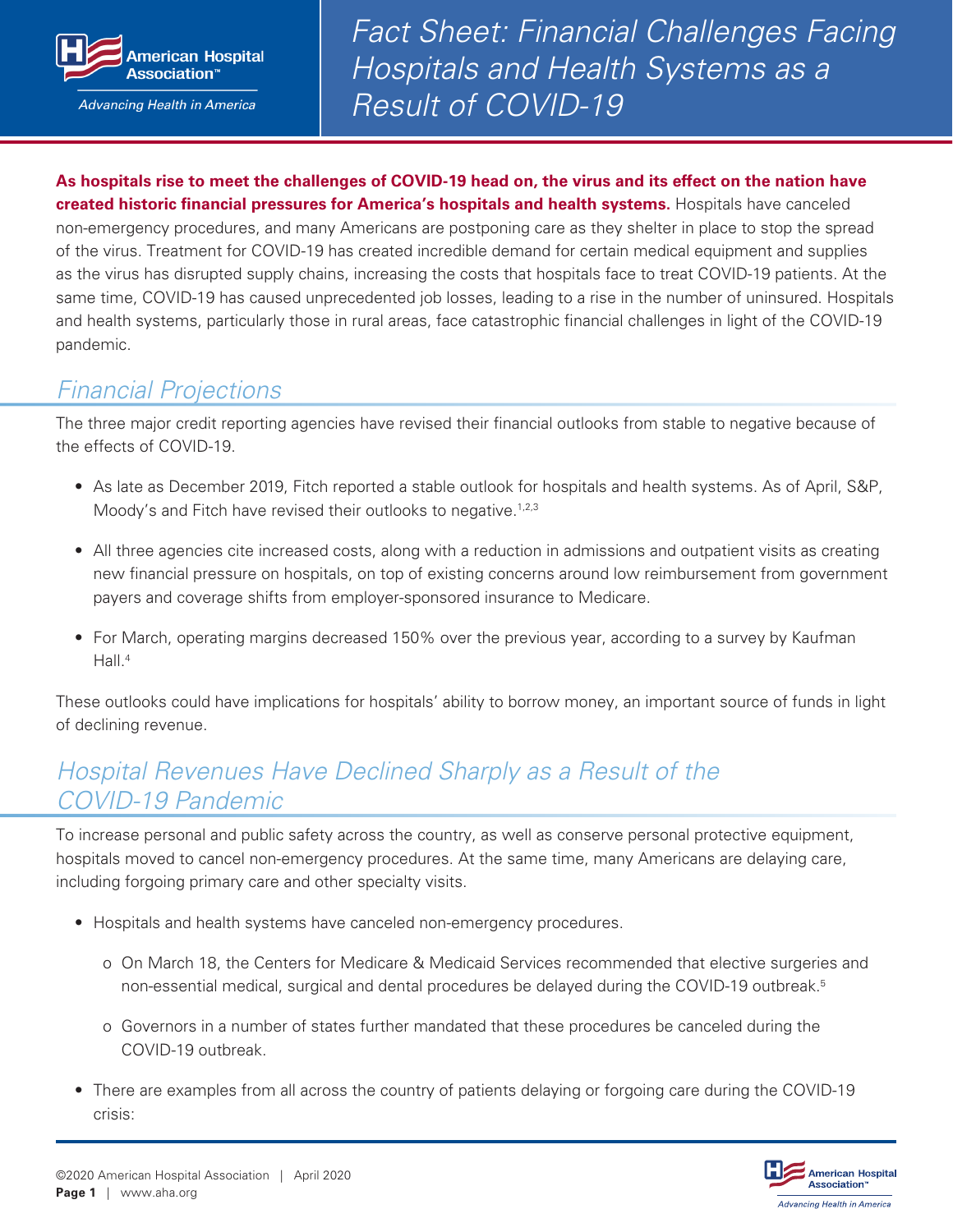# Fact Sheet: Financial Challenges Facing Hospitals and Health Systems as a Result of COVID-19

**As hospitals rise to meet the challenges of COVID-19 head on, the virus and its effect on the nation have created historic financial pressures for America's hospitals and health systems.** Hospitals have canceled non-emergency procedures, and many Americans are postponing care as they shelter in place to stop the spread of the virus. Treatment for COVID-19 has created incredible demand for certain medical equipment and supplies as the virus has disrupted supply chains, increasing the costs that hospitals face to treat COVID-19 patients. At the same time, COVID-19 has caused unprecedented job losses, leading to a rise in the number of uninsured. Hospitals and health systems, particularly those in rural areas, face catastrophic financial challenges in light of the COVID-19 pandemic.

## Financial Projections

The three major credit reporting agencies have revised their financial outlooks from stable to negative because of the effects of COVID-19.

- As late as December 2019, Fitch reported a stable outlook for hospitals and health systems. As of April, S&P, Moody's and Fitch have revised their outlooks to negative.[1,2,3]
- All three agencies cite increased costs, along with a reduction in admissions and outpatient visits as creating new financial pressure on hospitals, on top of existing concerns around low reimbursement from government payers and coverage shifts from employer-sponsored insurance to Medicare.
- For March, operating margins decreased 150% over the previous year, according to a survey by Kaufman Hall.[4]

These outlooks could have implications for hospitals' ability to borrow money, an important source of funds in light of declining revenue.

## Hospital Revenues Have Declined Sharply as a Result of the COVID-19 Pandemic

To increase personal and public safety across the country, as well as conserve personal protective equipment, hospitals moved to cancel non-emergency procedures. At the same time, many Americans are delaying care, including forgoing primary care and other specialty visits.

- Hospitals and health systems have canceled non-emergency procedures.
  - On March 18, the Centers for Medicare & Medicaid Services recommended that elective surgeries and non-essential medical, surgical and dental procedures be delayed during the COVID-19 outbreak.[5]
  - Governors in a number of states further mandated that these procedures be canceled during the COVID-19 outbreak.
- There are examples from all across the country of patients delaying or forgoing care during the COVID-19 crisis: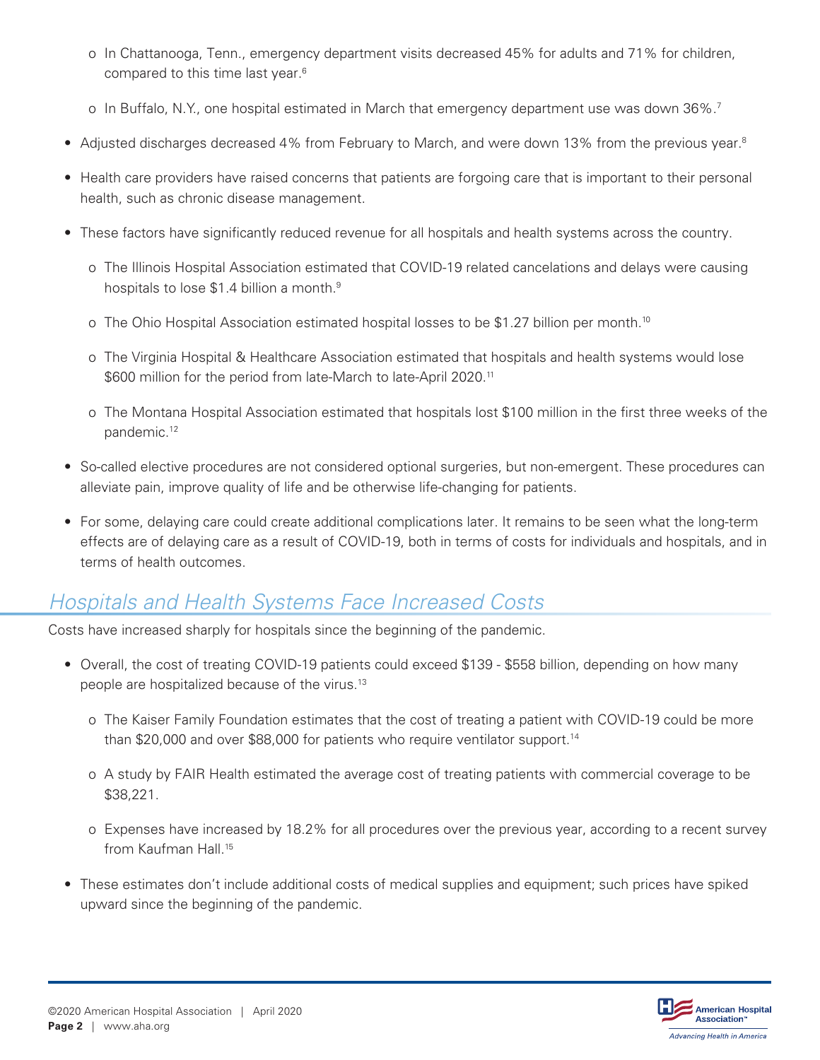- In Chattanooga, Tenn., emergency department visits decreased 45% for adults and 71% for children, compared to this time last year.[6]
  - In Buffalo, N.Y., one hospital estimated in March that emergency department use was down 36%.[7]
- Adjusted discharges decreased 4% from February to March, and were down 13% from the previous year.[8]
- Health care providers have raised concerns that patients are forgoing care that is important to their personal health, such as chronic disease management.
- These factors have significantly reduced revenue for all hospitals and health systems across the country.
  - The Illinois Hospital Association estimated that COVID-19 related cancelations and delays were causing hospitals to lose $1.4 billion a month.[9]
  - The Ohio Hospital Association estimated hospital losses to be $1.27 billion per month.[10]
  - The Virginia Hospital & Healthcare Association estimated that hospitals and health systems would lose $600 million for the period from late-March to late-April 2020.[11]
  - The Montana Hospital Association estimated that hospitals lost $100 million in the first three weeks of the pandemic.[12]
- So-called elective procedures are not considered optional surgeries, but non-emergent. These procedures can alleviate pain, improve quality of life and be otherwise life-changing for patients.
- For some, delaying care could create additional complications later. It remains to be seen what the long-term effects are of delaying care as a result of COVID-19, both in terms of costs for individuals and hospitals, and in terms of health outcomes.

## *Hospitals and Health Systems Face Increased Costs*

Costs have increased sharply for hospitals since the beginning of the pandemic.

- Overall, the cost of treating COVID-19 patients could exceed $139 - $558 billion, depending on how many people are hospitalized because of the virus.[13]
  - The Kaiser Family Foundation estimates that the cost of treating a patient with COVID-19 could be more than $20,000 and over $88,000 for patients who require ventilator support.[14]
  - A study by FAIR Health estimated the average cost of treating patients with commercial coverage to be $38,221.
  - Expenses have increased by 18.2% for all procedures over the previous year, according to a recent survey from Kaufman Hall.[15]
- These estimates don't include additional costs of medical supplies and equipment; such prices have spiked upward since the beginning of the pandemic.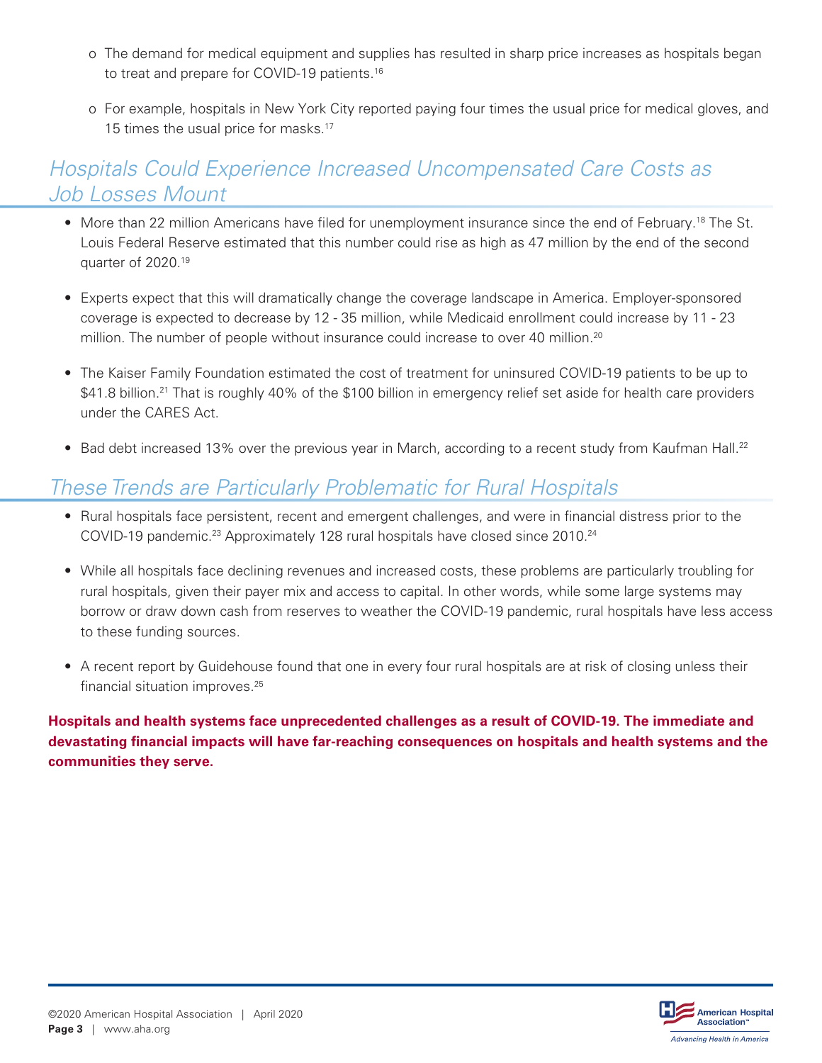- The demand for medical equipment and supplies has resulted in sharp price increases as hospitals began to treat and prepare for COVID-19 patients.[16]
- For example, hospitals in New York City reported paying four times the usual price for medical gloves, and 15 times the usual price for masks.[17]

## *Hospitals Could Experience Increased Uncompensated Care Costs as Job Losses Mount*

- More than 22 million Americans have filed for unemployment insurance since the end of February.[18] The St. Louis Federal Reserve estimated that this number could rise as high as 47 million by the end of the second quarter of 2020.[19]
- Experts expect that this will dramatically change the coverage landscape in America. Employer-sponsored coverage is expected to decrease by 12 - 35 million, while Medicaid enrollment could increase by 11 - 23 million. The number of people without insurance could increase to over 40 million.[20]
- The Kaiser Family Foundation estimated the cost of treatment for uninsured COVID-19 patients to be up to $41.8 billion.[21] That is roughly 40% of the $100 billion in emergency relief set aside for health care providers under the CARES Act.
- Bad debt increased 13% over the previous year in March, according to a recent study from Kaufman Hall.[22]

## *These Trends are Particularly Problematic for Rural Hospitals*

- Rural hospitals face persistent, recent and emergent challenges, and were in financial distress prior to the COVID-19 pandemic.[23] Approximately 128 rural hospitals have closed since 2010.[24]
- While all hospitals face declining revenues and increased costs, these problems are particularly troubling for rural hospitals, given their payer mix and access to capital. In other words, while some large systems may borrow or draw down cash from reserves to weather the COVID-19 pandemic, rural hospitals have less access to these funding sources.
- A recent report by Guidehouse found that one in every four rural hospitals are at risk of closing unless their financial situation improves.[25]

**Hospitals and health systems face unprecedented challenges as a result of COVID-19. The immediate and devastating financial impacts will have far-reaching consequences on hospitals and health systems and the communities they serve.**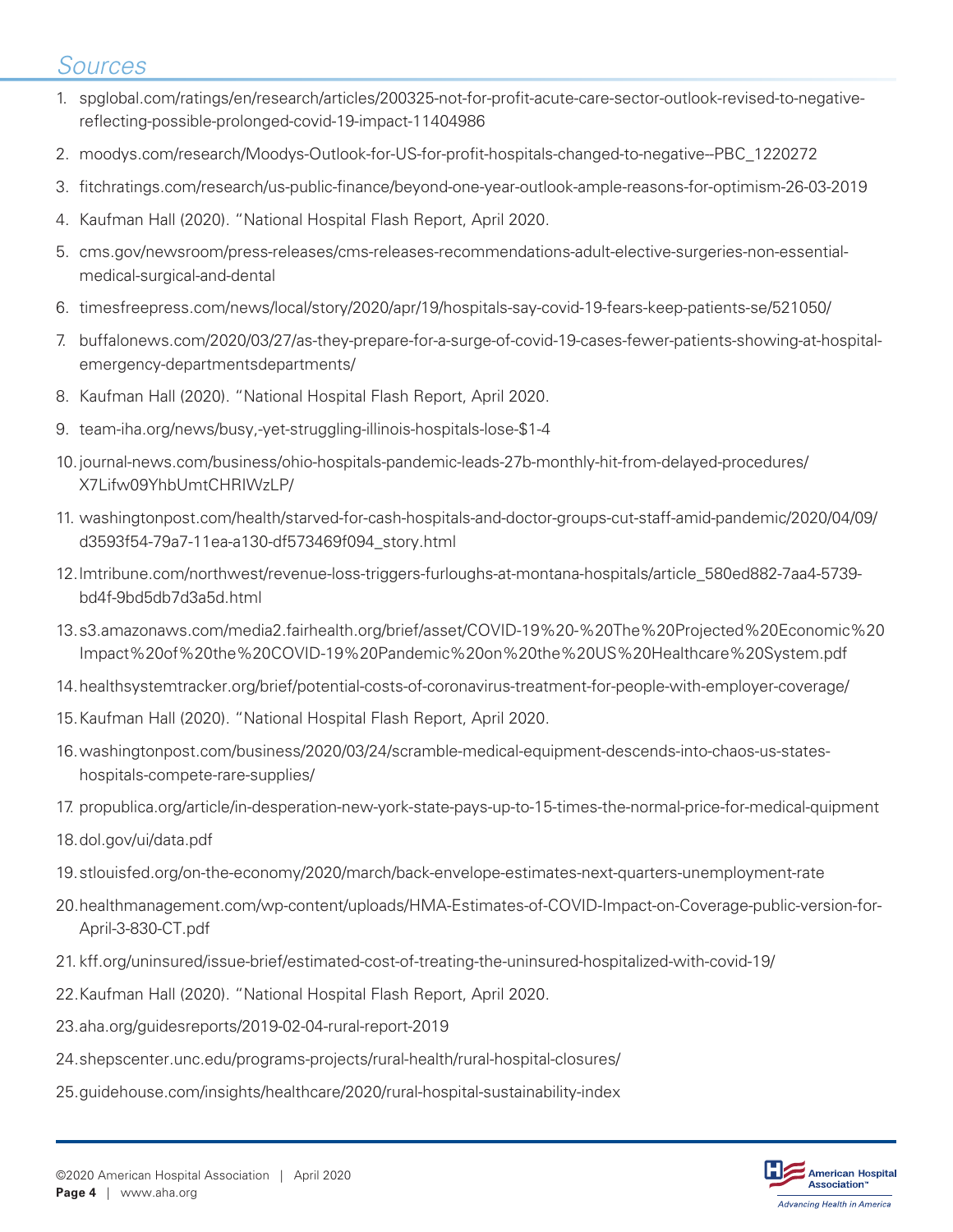## Sources

1. spglobal.com/ratings/en/research/articles/200325-not-for-profit-acute-care-sector-outlook-revised-to-negative-reflecting-possible-prolonged-covid-19-impact-11404986
2. moodys.com/research/Moodys-Outlook-for-US-for-profit-hospitals-changed-to-negative--PBC_1220272
3. fitchratings.com/research/us-public-finance/beyond-one-year-outlook-ample-reasons-for-optimism-26-03-2019
4. Kaufman Hall (2020). "National Hospital Flash Report, April 2020.
5. cms.gov/newsroom/press-releases/cms-releases-recommendations-adult-elective-surgeries-non-essential-medical-surgical-and-dental
6. timesfreepress.com/news/local/story/2020/apr/19/hospitals-say-covid-19-fears-keep-patients-se/521050/
7. buffalonews.com/2020/03/27/as-they-prepare-for-a-surge-of-covid-19-cases-fewer-patients-showing-at-hospital-emergency-departmentsdepartments/
8. Kaufman Hall (2020). "National Hospital Flash Report, April 2020.
9. team-iha.org/news/busy,-yet-struggling-illinois-hospitals-lose-$1-4
10. journal-news.com/business/ohio-hospitals-pandemic-leads-27b-monthly-hit-from-delayed-procedures/X7Lifw09YhbUmtCHRIWzLP/
11. washingtonpost.com/health/starved-for-cash-hospitals-and-doctor-groups-cut-staff-amid-pandemic/2020/04/09/d3593f54-79a7-11ea-a130-df573469f094_story.html
12. lmtribune.com/northwest/revenue-loss-triggers-furloughs-at-montana-hospitals/article_580ed882-7aa4-5739-bd4f-9bd5db7d3a5d.html
13. s3.amazonaws.com/media2.fairhealth.org/brief/asset/COVID-19%20-%20The%20Projected%20Economic%20Impact%20of%20the%20COVID-19%20Pandemic%20on%20the%20US%20Healthcare%20System.pdf
14. healthsystemtracker.org/brief/potential-costs-of-coronavirus-treatment-for-people-with-employer-coverage/
15. Kaufman Hall (2020). "National Hospital Flash Report, April 2020.
16. washingtonpost.com/business/2020/03/24/scramble-medical-equipment-descends-into-chaos-us-states-hospitals-compete-rare-supplies/
17. propublica.org/article/in-desperation-new-york-state-pays-up-to-15-times-the-normal-price-for-medical-quipment
18. dol.gov/ui/data.pdf
19. stlouisfed.org/on-the-economy/2020/march/back-envelope-estimates-next-quarters-unemployment-rate
20. healthmanagement.com/wp-content/uploads/HMA-Estimates-of-COVID-Impact-on-Coverage-public-version-for-April-3-830-CT.pdf
21. kff.org/uninsured/issue-brief/estimated-cost-of-treating-the-uninsured-hospitalized-with-covid-19/
22. Kaufman Hall (2020). "National Hospital Flash Report, April 2020.
23. aha.org/guidesreports/2019-02-04-rural-report-2019
24. shepscenter.unc.edu/programs-projects/rural-health/rural-hospital-closures/
25. guidehouse.com/insights/healthcare/2020/rural-hospital-sustainability-index

©2020 American Hospital Association | April 2020